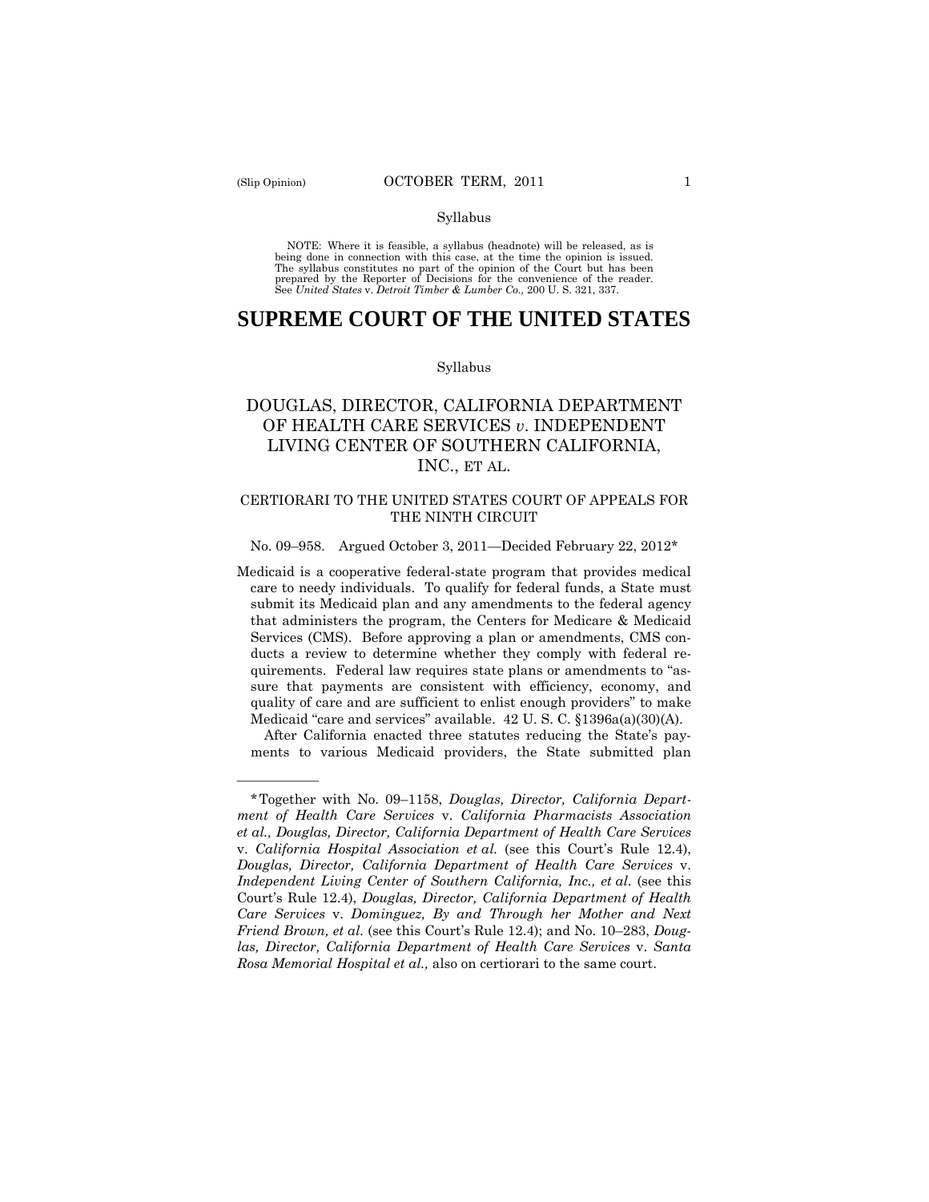Syllabus

NOTE: Where it is feasible, a syllabus (headnote) will be released, as is being done in connection with this case, at the time the opinion is issued. The syllabus constitutes no part of the opinion of the Court but has been prepared by the Reporter of Decisions for the convenience of the reader. See *United States* v. *Detroit Timber & Lumber Co.,* 200 U. S. 321, 337.

# SUPREME COURT OF THE UNITED STATES

Syllabus

## DOUGLAS, DIRECTOR, CALIFORNIA DEPARTMENT OF HEALTH CARE SERVICES *v*. INDEPENDENT LIVING CENTER OF SOUTHERN CALIFORNIA, INC., ET AL.

CERTIORARI TO THE UNITED STATES COURT OF APPEALS FOR THE NINTH CIRCUIT

No. 09–958. Argued October 3, 2011—Decided February 22, 2012*

Medicaid is a cooperative federal-state program that provides medical care to needy individuals. To qualify for federal funds, a State must submit its Medicaid plan and any amendments to the federal agency that administers the program, the Centers for Medicare & Medicaid Services (CMS). Before approving a plan or amendments, CMS conducts a review to determine whether they comply with federal requirements. Federal law requires state plans or amendments to "assure that payments are consistent with efficiency, economy, and quality of care and are sufficient to enlist enough providers" to make Medicaid "care and services" available. 42 U. S. C. §1396a(a)(30)(A).

After California enacted three statutes reducing the State's payments to various Medicaid providers, the State submitted plan

---

*Together with No. 09–1158, *Douglas, Director, California Department of Health Care Services* v. *California Pharmacists Association et al., Douglas, Director, California Department of Health Care Services* v. *California Hospital Association et al.* (see this Court's Rule 12.4), *Douglas, Director, California Department of Health Care Services* v. *Independent Living Center of Southern California, Inc., et al.* (see this Court's Rule 12.4), *Douglas, Director, California Department of Health Care Services* v. *Dominguez, By and Through her Mother and Next Friend Brown, et al.* (see this Court's Rule 12.4); and No. 10–283, *Douglas, Director, California Department of Health Care Services* v. *Santa Rosa Memorial Hospital et al.,* also on certiorari to the same court.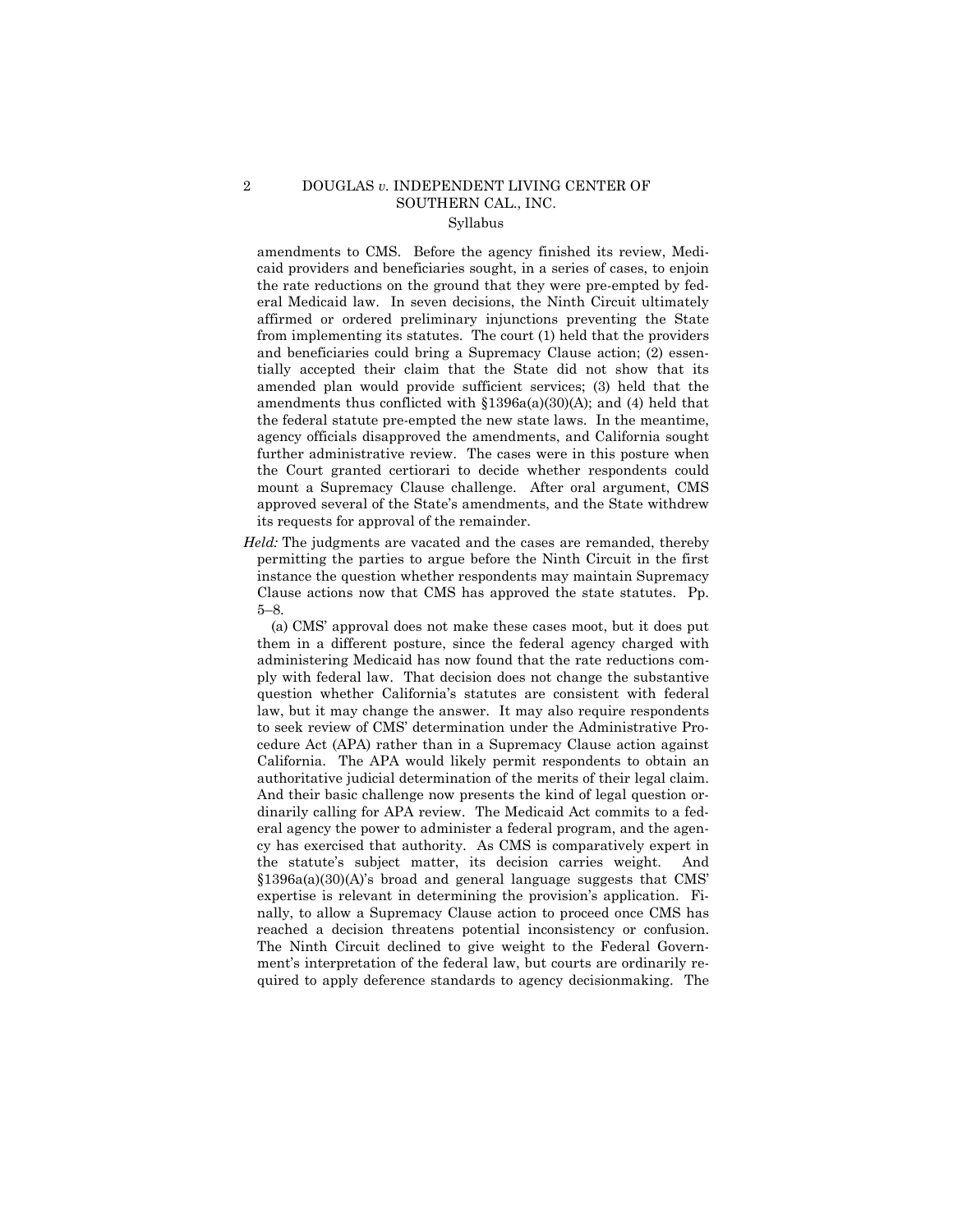amendments to CMS. Before the agency finished its review, Medicaid providers and beneficiaries sought, in a series of cases, to enjoin the rate reductions on the ground that they were pre-empted by federal Medicaid law. In seven decisions, the Ninth Circuit ultimately affirmed or ordered preliminary injunctions preventing the State from implementing its statutes. The court (1) held that the providers and beneficiaries could bring a Supremacy Clause action; (2) essentially accepted their claim that the State did not show that its amended plan would provide sufficient services; (3) held that the amendments thus conflicted with §1396a(a)(30)(A); and (4) held that the federal statute pre-empted the new state laws. In the meantime, agency officials disapproved the amendments, and California sought further administrative review. The cases were in this posture when the Court granted certiorari to decide whether respondents could mount a Supremacy Clause challenge. After oral argument, CMS approved several of the State's amendments, and the State withdrew its requests for approval of the remainder.

*Held:* The judgments are vacated and the cases are remanded, thereby permitting the parties to argue before the Ninth Circuit in the first instance the question whether respondents may maintain Supremacy Clause actions now that CMS has approved the state statutes. Pp. 5–8.

(a) CMS' approval does not make these cases moot, but it does put them in a different posture, since the federal agency charged with administering Medicaid has now found that the rate reductions comply with federal law. That decision does not change the substantive question whether California's statutes are consistent with federal law, but it may change the answer. It may also require respondents to seek review of CMS' determination under the Administrative Procedure Act (APA) rather than in a Supremacy Clause action against California. The APA would likely permit respondents to obtain an authoritative judicial determination of the merits of their legal claim. And their basic challenge now presents the kind of legal question ordinarily calling for APA review. The Medicaid Act commits to a federal agency the power to administer a federal program, and the agency has exercised that authority. As CMS is comparatively expert in the statute's subject matter, its decision carries weight. And §1396a(a)(30)(A)'s broad and general language suggests that CMS' expertise is relevant in determining the provision's application. Finally, to allow a Supremacy Clause action to proceed once CMS has reached a decision threatens potential inconsistency or confusion. The Ninth Circuit declined to give weight to the Federal Government's interpretation of the federal law, but courts are ordinarily required to apply deference standards to agency decisionmaking. The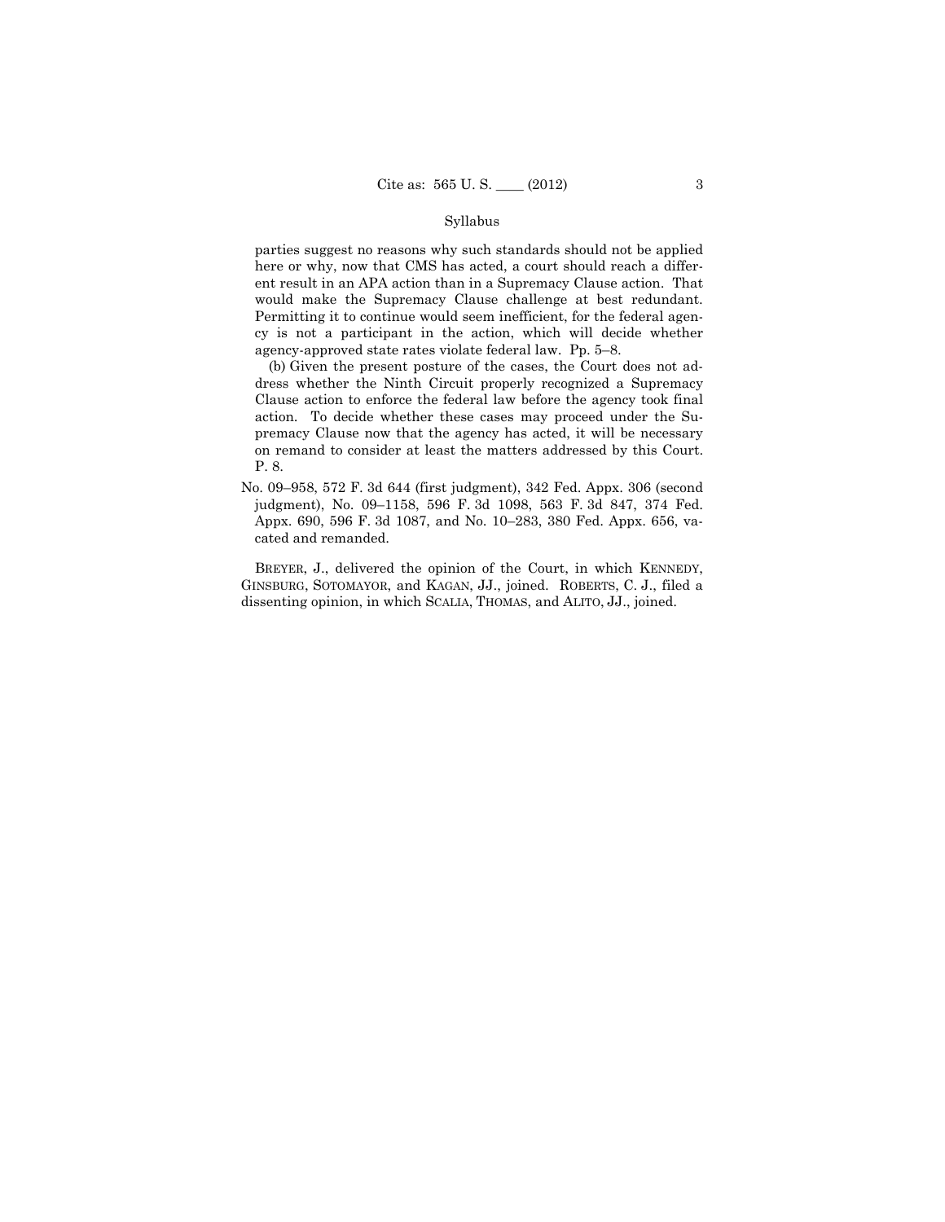parties suggest no reasons why such standards should not be applied here or why, now that CMS has acted, a court should reach a different result in an APA action than in a Supremacy Clause action. That would make the Supremacy Clause challenge at best redundant. Permitting it to continue would seem inefficient, for the federal agency is not a participant in the action, which will decide whether agency-approved state rates violate federal law. Pp. 5–8.

(b) Given the present posture of the cases, the Court does not address whether the Ninth Circuit properly recognized a Supremacy Clause action to enforce the federal law before the agency took final action. To decide whether these cases may proceed under the Supremacy Clause now that the agency has acted, it will be necessary on remand to consider at least the matters addressed by this Court. P. 8.

No. 09–958, 572 F. 3d 644 (first judgment), 342 Fed. Appx. 306 (second judgment), No. 09–1158, 596 F. 3d 1098, 563 F. 3d 847, 374 Fed. Appx. 690, 596 F. 3d 1087, and No. 10–283, 380 Fed. Appx. 656, vacated and remanded.

BREYER, J., delivered the opinion of the Court, in which KENNEDY, GINSBURG, SOTOMAYOR, and KAGAN, JJ., joined. ROBERTS, C. J., filed a dissenting opinion, in which SCALIA, THOMAS, and ALITO, JJ., joined.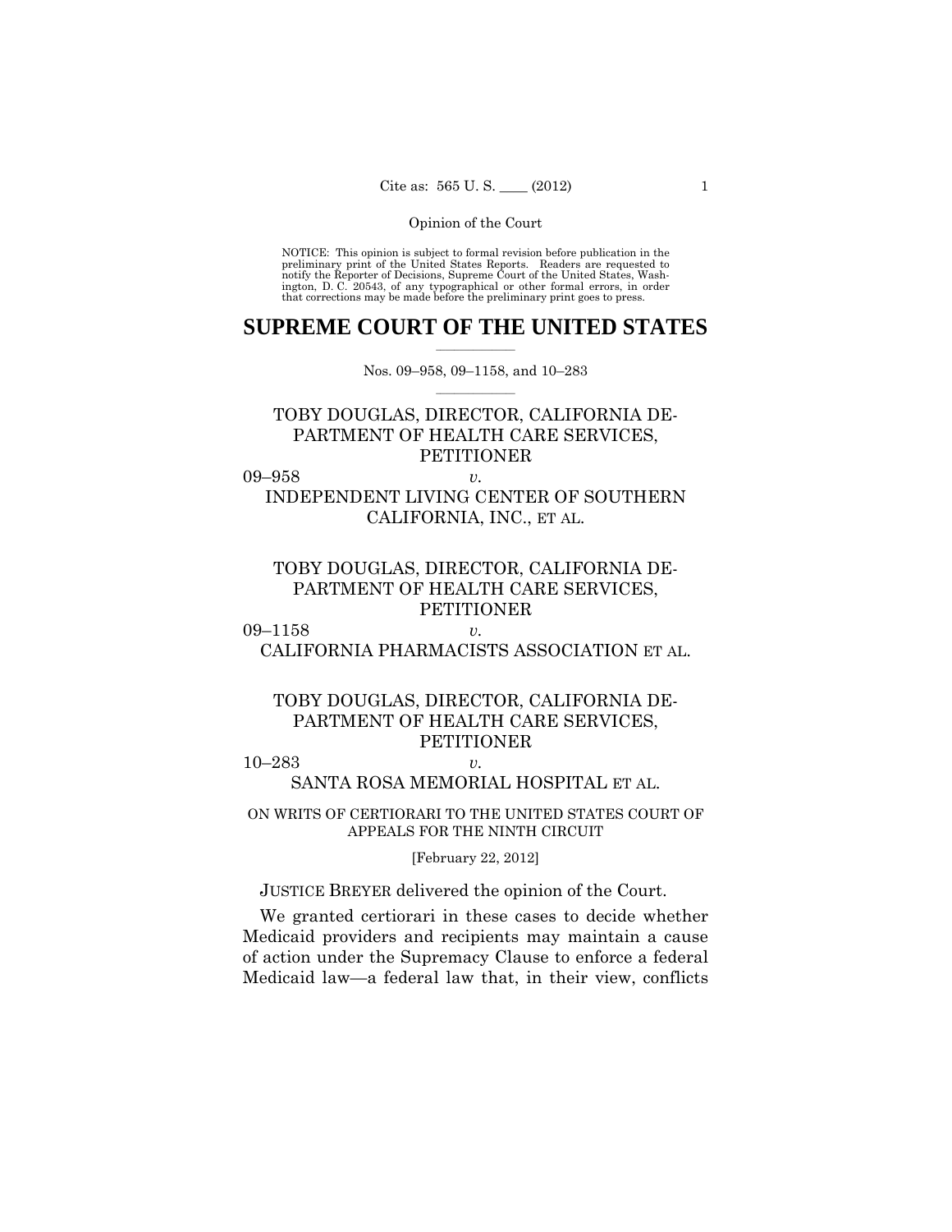Opinion of the Court

NOTICE: This opinion is subject to formal revision before publication in the preliminary print of the United States Reports. Readers are requested to notify the Reporter of Decisions, Supreme Court of the United States, Washington, D. C. 20543, of any typographical or other formal errors, in order that corrections may be made before the preliminary print goes to press.

# SUPREME COURT OF THE UNITED STATES

Nos. 09–958, 09–1158, and 10–283

TOBY DOUGLAS, DIRECTOR, CALIFORNIA DEPARTMENT OF HEALTH CARE SERVICES, PETITIONER

09–958 *v.*

INDEPENDENT LIVING CENTER OF SOUTHERN CALIFORNIA, INC., ET AL.

TOBY DOUGLAS, DIRECTOR, CALIFORNIA DEPARTMENT OF HEALTH CARE SERVICES, PETITIONER

09–1158 *v.*

CALIFORNIA PHARMACISTS ASSOCIATION ET AL.

TOBY DOUGLAS, DIRECTOR, CALIFORNIA DEPARTMENT OF HEALTH CARE SERVICES, PETITIONER

10–283 *v.*

SANTA ROSA MEMORIAL HOSPITAL ET AL.

ON WRITS OF CERTIORARI TO THE UNITED STATES COURT OF APPEALS FOR THE NINTH CIRCUIT

[February 22, 2012]

JUSTICE BREYER delivered the opinion of the Court.

We granted certiorari in these cases to decide whether Medicaid providers and recipients may maintain a cause of action under the Supremacy Clause to enforce a federal Medicaid law—a federal law that, in their view, conflicts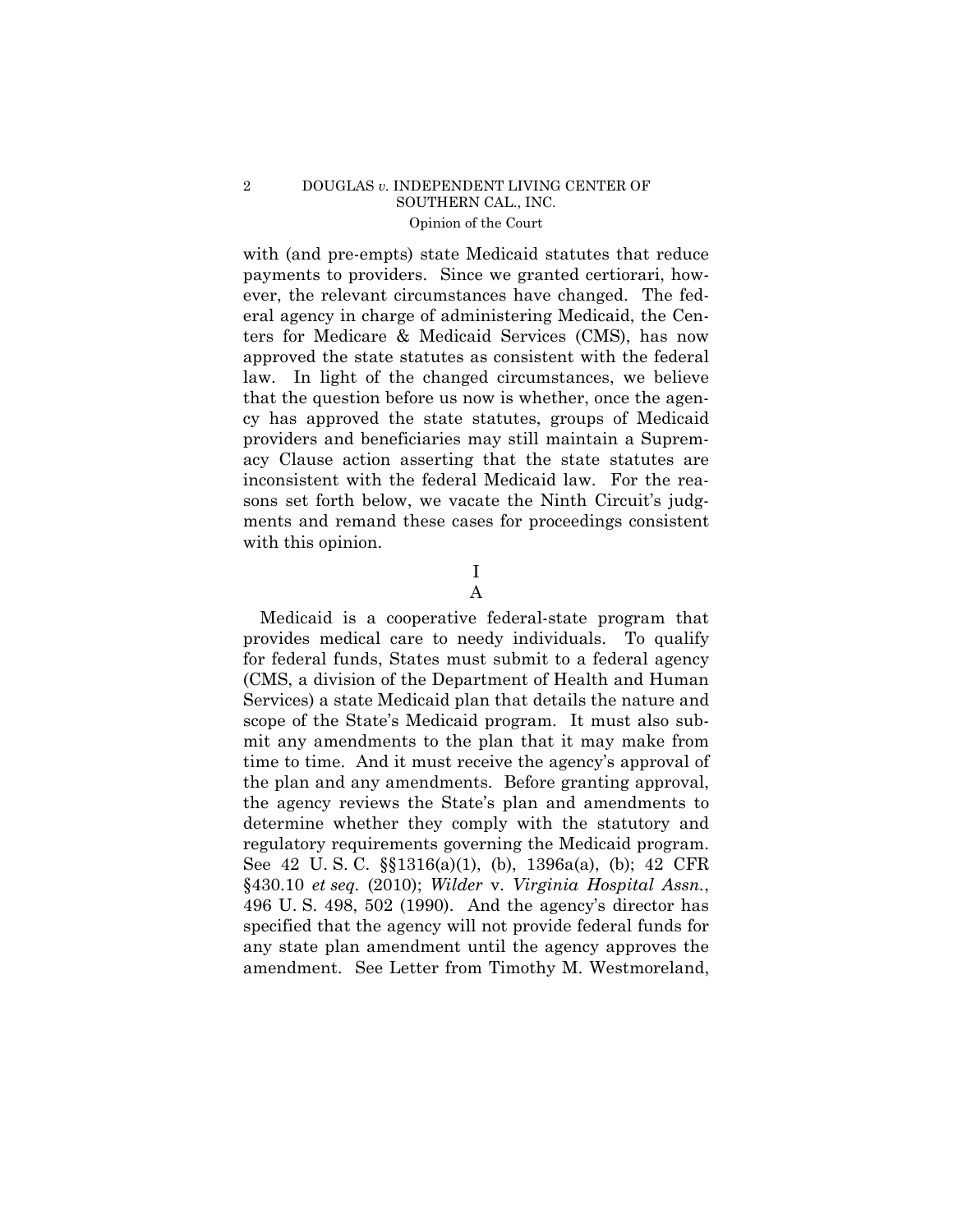with (and pre-empts) state Medicaid statutes that reduce payments to providers. Since we granted certiorari, however, the relevant circumstances have changed. The federal agency in charge of administering Medicaid, the Centers for Medicare & Medicaid Services (CMS), has now approved the state statutes as consistent with the federal law. In light of the changed circumstances, we believe that the question before us now is whether, once the agency has approved the state statutes, groups of Medicaid providers and beneficiaries may still maintain a Supremacy Clause action asserting that the state statutes are inconsistent with the federal Medicaid law. For the reasons set forth below, we vacate the Ninth Circuit's judgments and remand these cases for proceedings consistent with this opinion.

# I

## A

Medicaid is a cooperative federal-state program that provides medical care to needy individuals. To qualify for federal funds, States must submit to a federal agency (CMS, a division of the Department of Health and Human Services) a state Medicaid plan that details the nature and scope of the State's Medicaid program. It must also submit any amendments to the plan that it may make from time to time. And it must receive the agency's approval of the plan and any amendments. Before granting approval, the agency reviews the State's plan and amendments to determine whether they comply with the statutory and regulatory requirements governing the Medicaid program. See 42 U. S. C. §§1316(a)(1), (b), 1396a(a), (b); 42 CFR §430.10 *et seq.* (2010); *Wilder* v. *Virginia Hospital Assn.*, 496 U. S. 498, 502 (1990). And the agency's director has specified that the agency will not provide federal funds for any state plan amendment until the agency approves the amendment. See Letter from Timothy M. Westmoreland,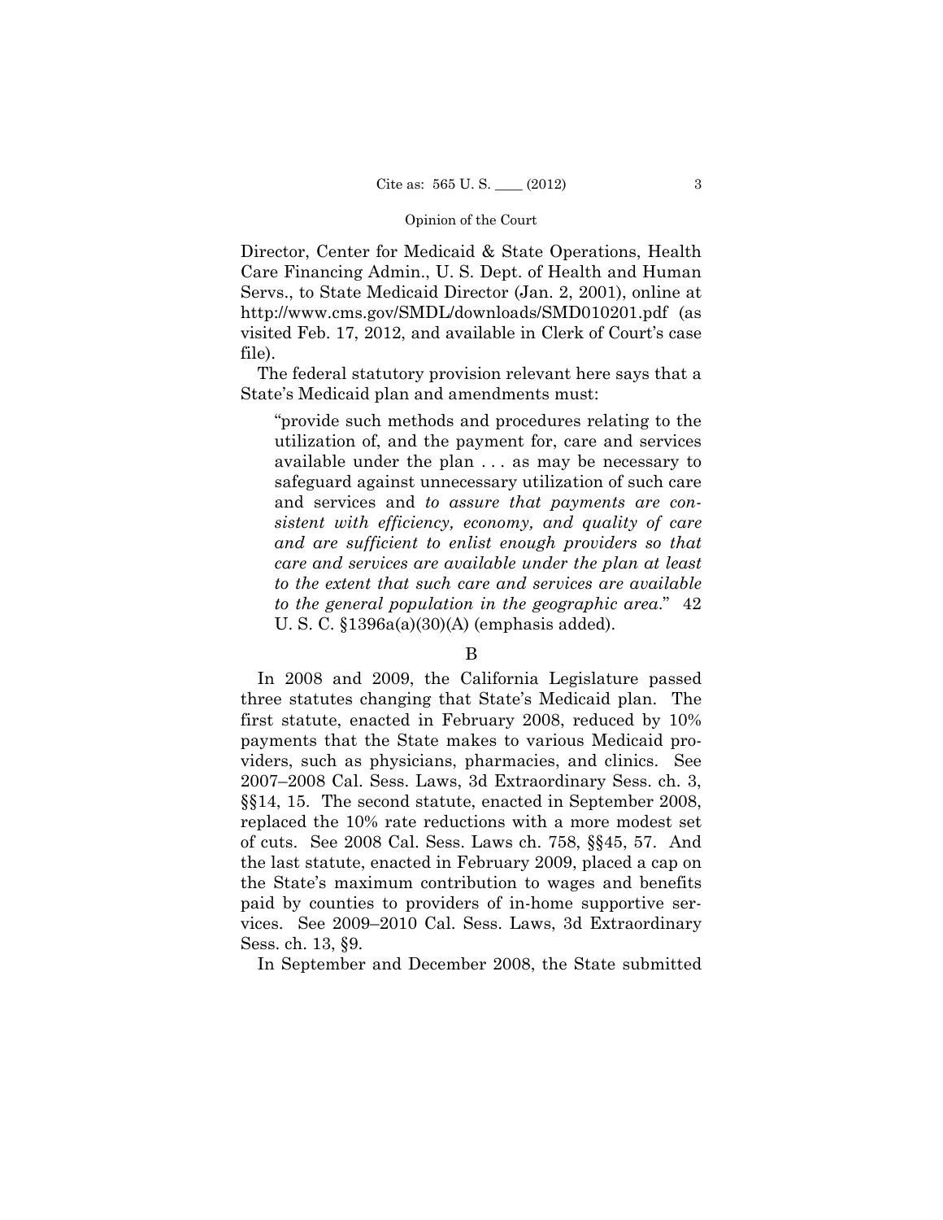Director, Center for Medicaid & State Operations, Health Care Financing Admin., U. S. Dept. of Health and Human Servs., to State Medicaid Director (Jan. 2, 2001), online at http://www.cms.gov/SMDL/downloads/SMD010201.pdf (as visited Feb. 17, 2012, and available in Clerk of Court's case file).

The federal statutory provision relevant here says that a State's Medicaid plan and amendments must:

> "provide such methods and procedures relating to the utilization of, and the payment for, care and services available under the plan . . . as may be necessary to safeguard against unnecessary utilization of such care and services and *to assure that payments are consistent with efficiency, economy, and quality of care and are sufficient to enlist enough providers so that care and services are available under the plan at least to the extent that such care and services are available to the general population in the geographic area*." 42 U. S. C. §1396a(a)(30)(A) (emphasis added).

## B

In 2008 and 2009, the California Legislature passed three statutes changing that State's Medicaid plan. The first statute, enacted in February 2008, reduced by 10% payments that the State makes to various Medicaid providers, such as physicians, pharmacies, and clinics. See 2007–2008 Cal. Sess. Laws, 3d Extraordinary Sess. ch. 3, §§14, 15. The second statute, enacted in September 2008, replaced the 10% rate reductions with a more modest set of cuts. See 2008 Cal. Sess. Laws ch. 758, §§45, 57. And the last statute, enacted in February 2009, placed a cap on the State's maximum contribution to wages and benefits paid by counties to providers of in-home supportive services. See 2009–2010 Cal. Sess. Laws, 3d Extraordinary Sess. ch. 13, §9.

In September and December 2008, the State submitted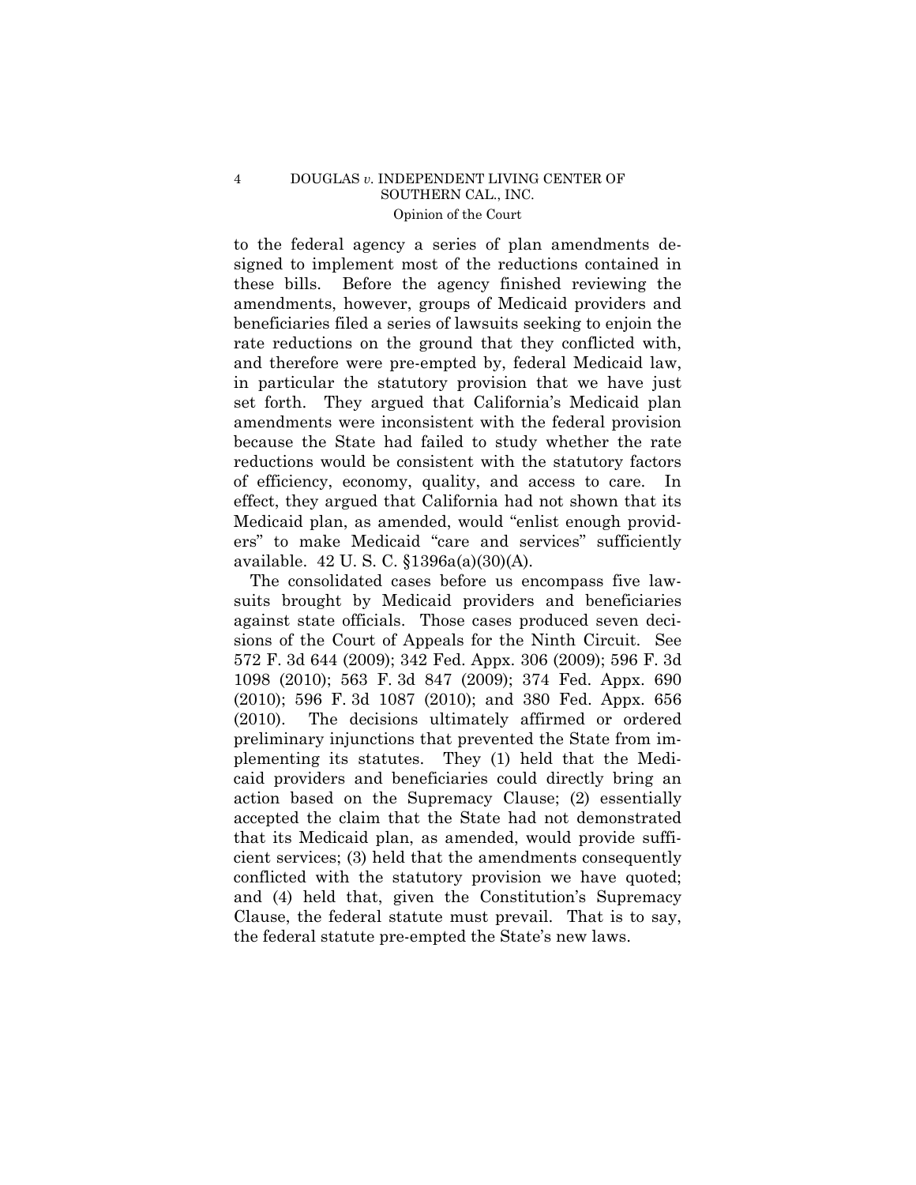to the federal agency a series of plan amendments designed to implement most of the reductions contained in these bills. Before the agency finished reviewing the amendments, however, groups of Medicaid providers and beneficiaries filed a series of lawsuits seeking to enjoin the rate reductions on the ground that they conflicted with, and therefore were pre-empted by, federal Medicaid law, in particular the statutory provision that we have just set forth. They argued that California's Medicaid plan amendments were inconsistent with the federal provision because the State had failed to study whether the rate reductions would be consistent with the statutory factors of efficiency, economy, quality, and access to care. In effect, they argued that California had not shown that its Medicaid plan, as amended, would "enlist enough providers" to make Medicaid "care and services" sufficiently available. 42 U. S. C. §1396a(a)(30)(A).

The consolidated cases before us encompass five lawsuits brought by Medicaid providers and beneficiaries against state officials. Those cases produced seven decisions of the Court of Appeals for the Ninth Circuit. See 572 F. 3d 644 (2009); 342 Fed. Appx. 306 (2009); 596 F. 3d 1098 (2010); 563 F. 3d 847 (2009); 374 Fed. Appx. 690 (2010); 596 F. 3d 1087 (2010); and 380 Fed. Appx. 656 (2010). The decisions ultimately affirmed or ordered preliminary injunctions that prevented the State from implementing its statutes. They (1) held that the Medicaid providers and beneficiaries could directly bring an action based on the Supremacy Clause; (2) essentially accepted the claim that the State had not demonstrated that its Medicaid plan, as amended, would provide sufficient services; (3) held that the amendments consequently conflicted with the statutory provision we have quoted; and (4) held that, given the Constitution's Supremacy Clause, the federal statute must prevail. That is to say, the federal statute pre-empted the State's new laws.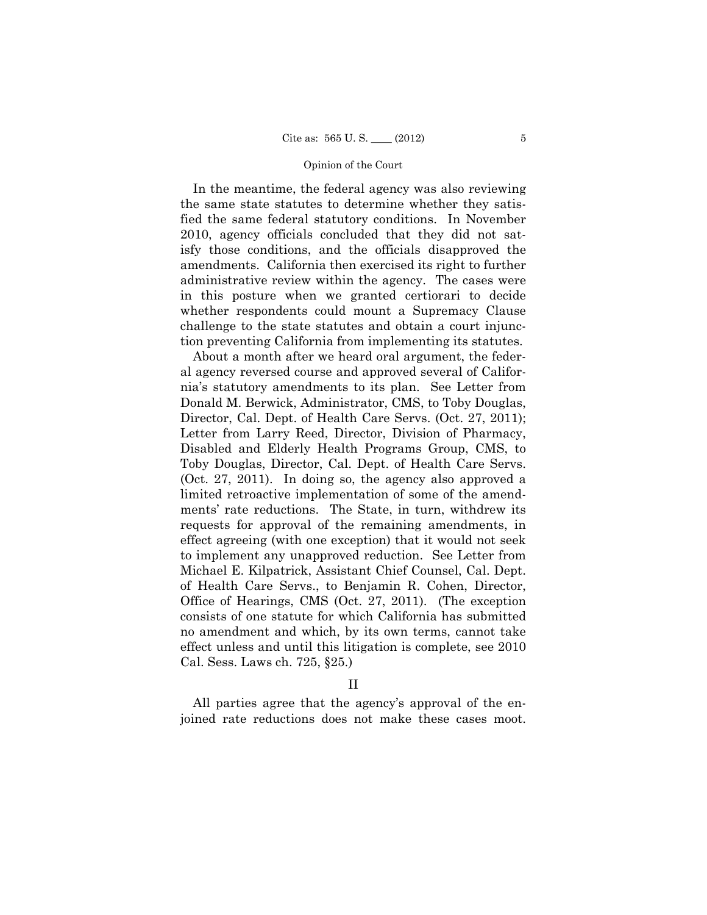In the meantime, the federal agency was also reviewing the same state statutes to determine whether they satisfied the same federal statutory conditions. In November 2010, agency officials concluded that they did not satisfy those conditions, and the officials disapproved the amendments. California then exercised its right to further administrative review within the agency. The cases were in this posture when we granted certiorari to decide whether respondents could mount a Supremacy Clause challenge to the state statutes and obtain a court injunction preventing California from implementing its statutes.

About a month after we heard oral argument, the federal agency reversed course and approved several of California's statutory amendments to its plan. See Letter from Donald M. Berwick, Administrator, CMS, to Toby Douglas, Director, Cal. Dept. of Health Care Servs. (Oct. 27, 2011); Letter from Larry Reed, Director, Division of Pharmacy, Disabled and Elderly Health Programs Group, CMS, to Toby Douglas, Director, Cal. Dept. of Health Care Servs. (Oct. 27, 2011). In doing so, the agency also approved a limited retroactive implementation of some of the amendments' rate reductions. The State, in turn, withdrew its requests for approval of the remaining amendments, in effect agreeing (with one exception) that it would not seek to implement any unapproved reduction. See Letter from Michael E. Kilpatrick, Assistant Chief Counsel, Cal. Dept. of Health Care Servs., to Benjamin R. Cohen, Director, Office of Hearings, CMS (Oct. 27, 2011). (The exception consists of one statute for which California has submitted no amendment and which, by its own terms, cannot take effect unless and until this litigation is complete, see 2010 Cal. Sess. Laws ch. 725, §25.)

## II

All parties agree that the agency's approval of the enjoined rate reductions does not make these cases moot.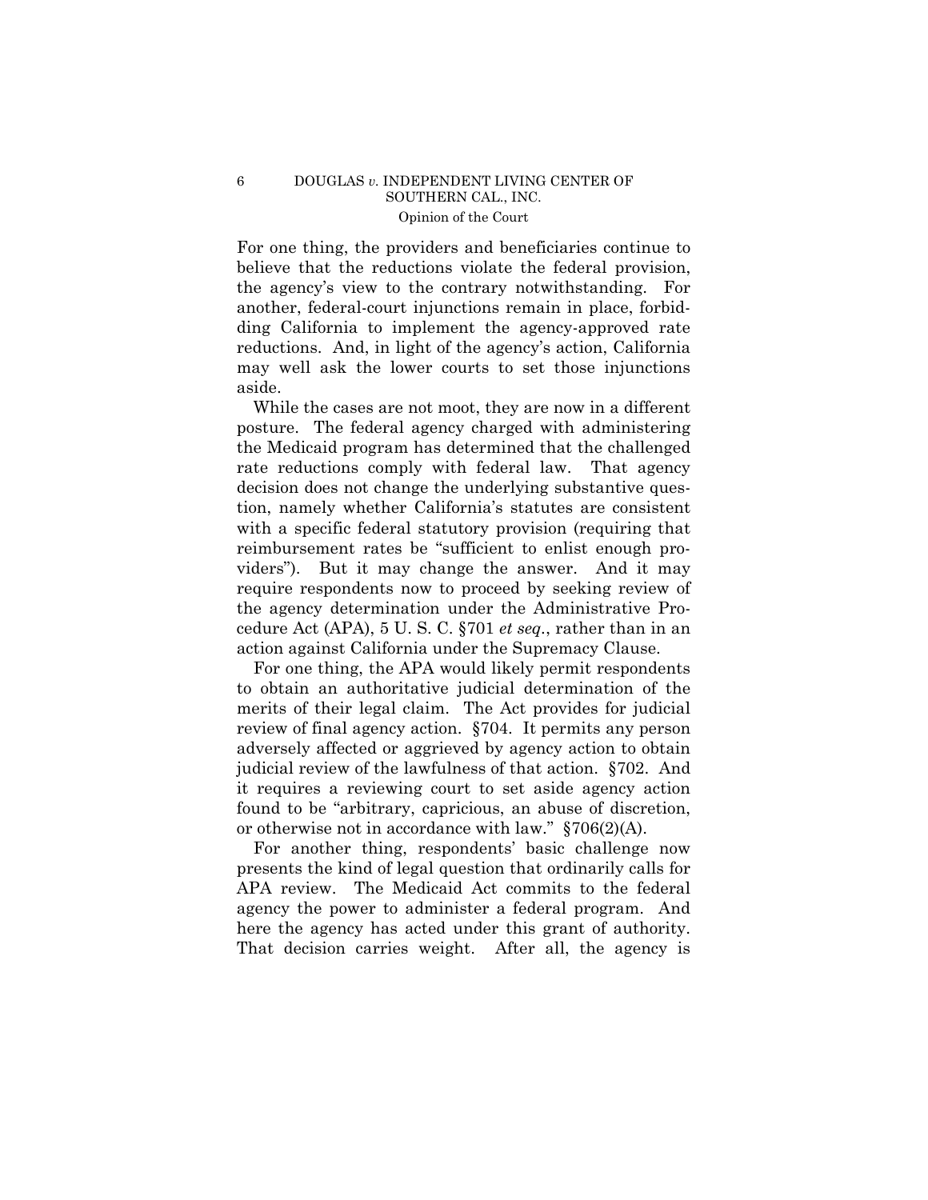For one thing, the providers and beneficiaries continue to believe that the reductions violate the federal provision, the agency's view to the contrary notwithstanding. For another, federal-court injunctions remain in place, forbidding California to implement the agency-approved rate reductions. And, in light of the agency's action, California may well ask the lower courts to set those injunctions aside.

While the cases are not moot, they are now in a different posture. The federal agency charged with administering the Medicaid program has determined that the challenged rate reductions comply with federal law. That agency decision does not change the underlying substantive question, namely whether California's statutes are consistent with a specific federal statutory provision (requiring that reimbursement rates be "sufficient to enlist enough providers"). But it may change the answer. And it may require respondents now to proceed by seeking review of the agency determination under the Administrative Procedure Act (APA), 5 U. S. C. §701 *et seq.*, rather than in an action against California under the Supremacy Clause.

For one thing, the APA would likely permit respondents to obtain an authoritative judicial determination of the merits of their legal claim. The Act provides for judicial review of final agency action. §704. It permits any person adversely affected or aggrieved by agency action to obtain judicial review of the lawfulness of that action. §702. And it requires a reviewing court to set aside agency action found to be "arbitrary, capricious, an abuse of discretion, or otherwise not in accordance with law." §706(2)(A).

For another thing, respondents' basic challenge now presents the kind of legal question that ordinarily calls for APA review. The Medicaid Act commits to the federal agency the power to administer a federal program. And here the agency has acted under this grant of authority. That decision carries weight. After all, the agency is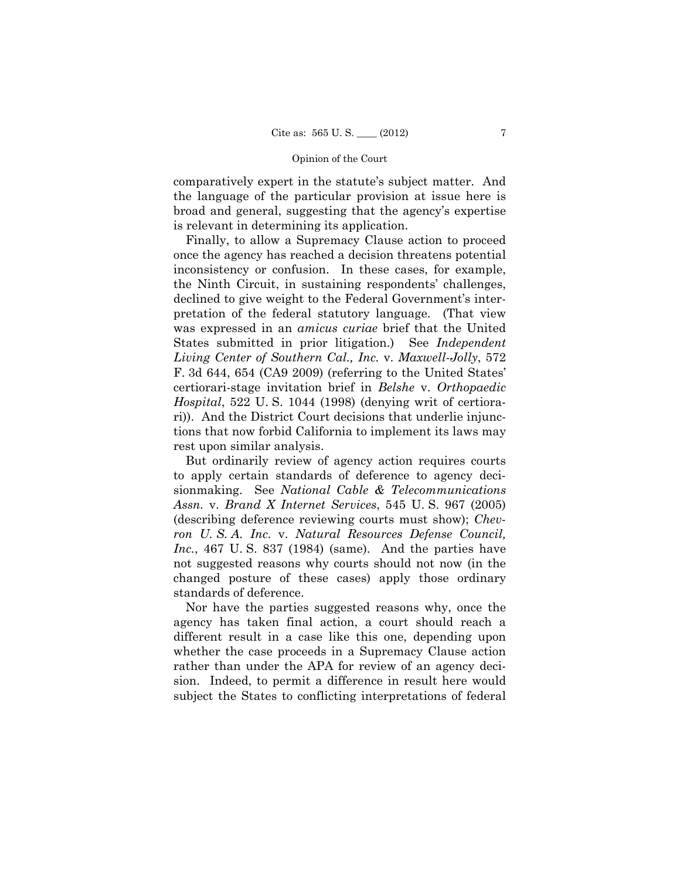comparatively expert in the statute's subject matter. And the language of the particular provision at issue here is broad and general, suggesting that the agency's expertise is relevant in determining its application.

Finally, to allow a Supremacy Clause action to proceed once the agency has reached a decision threatens potential inconsistency or confusion. In these cases, for example, the Ninth Circuit, in sustaining respondents' challenges, declined to give weight to the Federal Government's interpretation of the federal statutory language. (That view was expressed in an *amicus curiae* brief that the United States submitted in prior litigation.) See *Independent Living Center of Southern Cal., Inc.* v. *Maxwell-Jolly*, 572 F. 3d 644, 654 (CA9 2009) (referring to the United States' certiorari-stage invitation brief in *Belshe* v. *Orthopaedic Hospital*, 522 U. S. 1044 (1998) (denying writ of certiorari)). And the District Court decisions that underlie injunctions that now forbid California to implement its laws may rest upon similar analysis.

But ordinarily review of agency action requires courts to apply certain standards of deference to agency decisionmaking. See *National Cable & Telecommunications Assn.* v. *Brand X Internet Services*, 545 U. S. 967 (2005) (describing deference reviewing courts must show); *Chevron U. S. A. Inc.* v. *Natural Resources Defense Council, Inc.*, 467 U. S. 837 (1984) (same). And the parties have not suggested reasons why courts should not now (in the changed posture of these cases) apply those ordinary standards of deference.

Nor have the parties suggested reasons why, once the agency has taken final action, a court should reach a different result in a case like this one, depending upon whether the case proceeds in a Supremacy Clause action rather than under the APA for review of an agency decision. Indeed, to permit a difference in result here would subject the States to conflicting interpretations of federal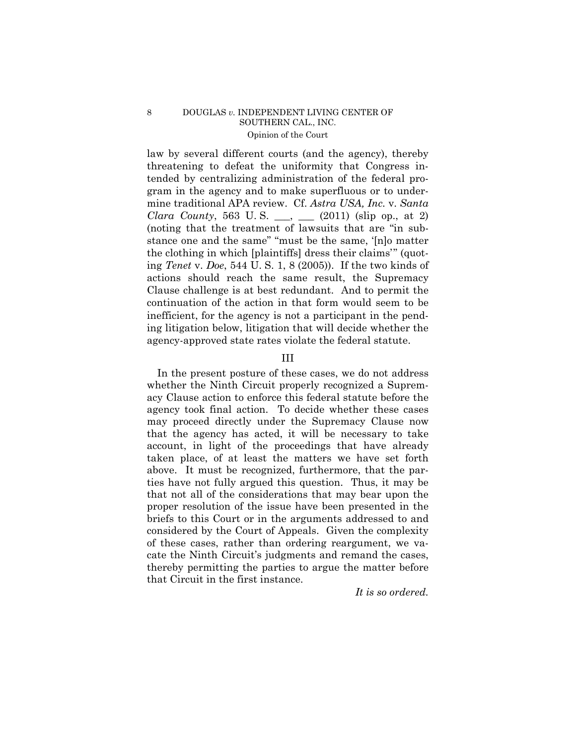law by several different courts (and the agency), thereby threatening to defeat the uniformity that Congress intended by centralizing administration of the federal program in the agency and to make superfluous or to undermine traditional APA review. Cf. *Astra USA, Inc.* v. *Santa Clara County*, 563 U. S. ___, ___ (2011) (slip op., at 2) (noting that the treatment of lawsuits that are "in substance one and the same" "must be the same, '[n]o matter the clothing in which [plaintiffs] dress their claims'" (quoting *Tenet* v. *Doe*, 544 U. S. 1, 8 (2005)). If the two kinds of actions should reach the same result, the Supremacy Clause challenge is at best redundant. And to permit the continuation of the action in that form would seem to be inefficient, for the agency is not a participant in the pending litigation below, litigation that will decide whether the agency-approved state rates violate the federal statute.

## III

In the present posture of these cases, we do not address whether the Ninth Circuit properly recognized a Supremacy Clause action to enforce this federal statute before the agency took final action. To decide whether these cases may proceed directly under the Supremacy Clause now that the agency has acted, it will be necessary to take account, in light of the proceedings that have already taken place, of at least the matters we have set forth above. It must be recognized, furthermore, that the parties have not fully argued this question. Thus, it may be that not all of the considerations that may bear upon the proper resolution of the issue have been presented in the briefs to this Court or in the arguments addressed to and considered by the Court of Appeals. Given the complexity of these cases, rather than ordering reargument, we vacate the Ninth Circuit's judgments and remand the cases, thereby permitting the parties to argue the matter before that Circuit in the first instance.

*It is so ordered.*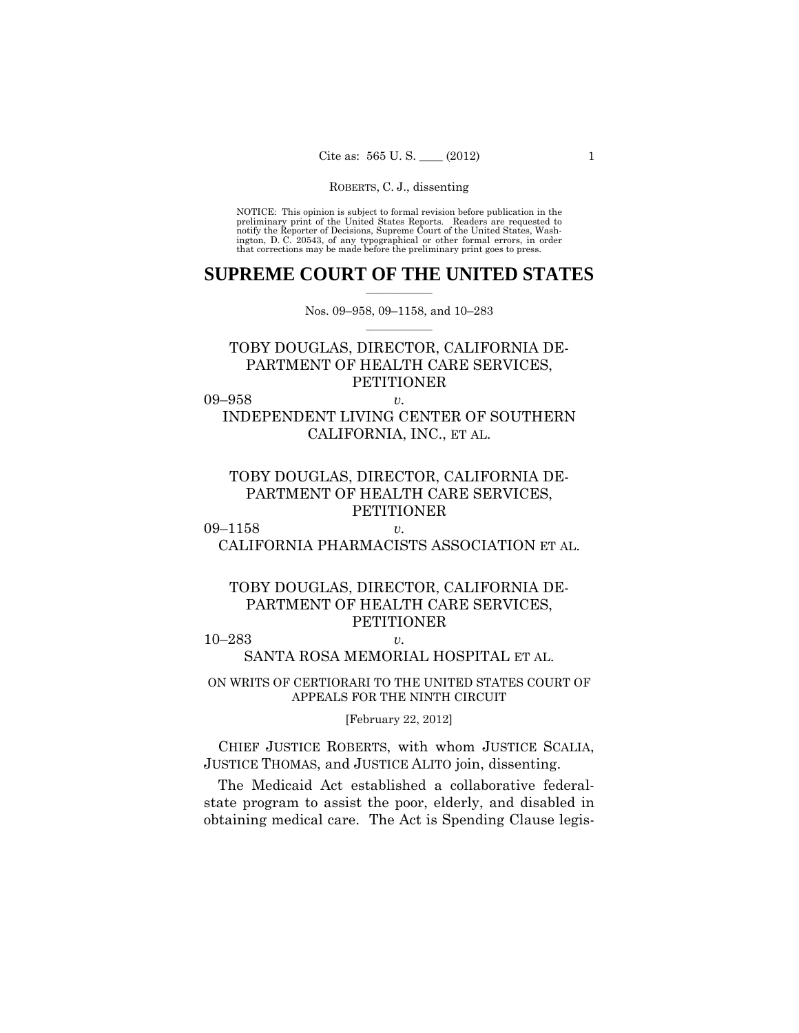NOTICE: This opinion is subject to formal revision before publication in the preliminary print of the United States Reports. Readers are requested to notify the Reporter of Decisions, Supreme Court of the United States, Washington, D. C. 20543, of any typographical or other formal errors, in order that corrections may be made before the preliminary print goes to press.

# SUPREME COURT OF THE UNITED STATES

Nos. 09–958, 09–1158, and 10–283

TOBY DOUGLAS, DIRECTOR, CALIFORNIA DEPARTMENT OF HEALTH CARE SERVICES, PETITIONER

09–958 *v.*

INDEPENDENT LIVING CENTER OF SOUTHERN CALIFORNIA, INC., ET AL.

TOBY DOUGLAS, DIRECTOR, CALIFORNIA DEPARTMENT OF HEALTH CARE SERVICES, PETITIONER

09–1158 *v.*

CALIFORNIA PHARMACISTS ASSOCIATION ET AL.

TOBY DOUGLAS, DIRECTOR, CALIFORNIA DEPARTMENT OF HEALTH CARE SERVICES, PETITIONER

10–283 *v.*

SANTA ROSA MEMORIAL HOSPITAL ET AL.

ON WRITS OF CERTIORARI TO THE UNITED STATES COURT OF APPEALS FOR THE NINTH CIRCUIT

[February 22, 2012]

CHIEF JUSTICE ROBERTS, with whom JUSTICE SCALIA, JUSTICE THOMAS, and JUSTICE ALITO join, dissenting.

The Medicaid Act established a collaborative federal-state program to assist the poor, elderly, and disabled in obtaining medical care. The Act is Spending Clause legis-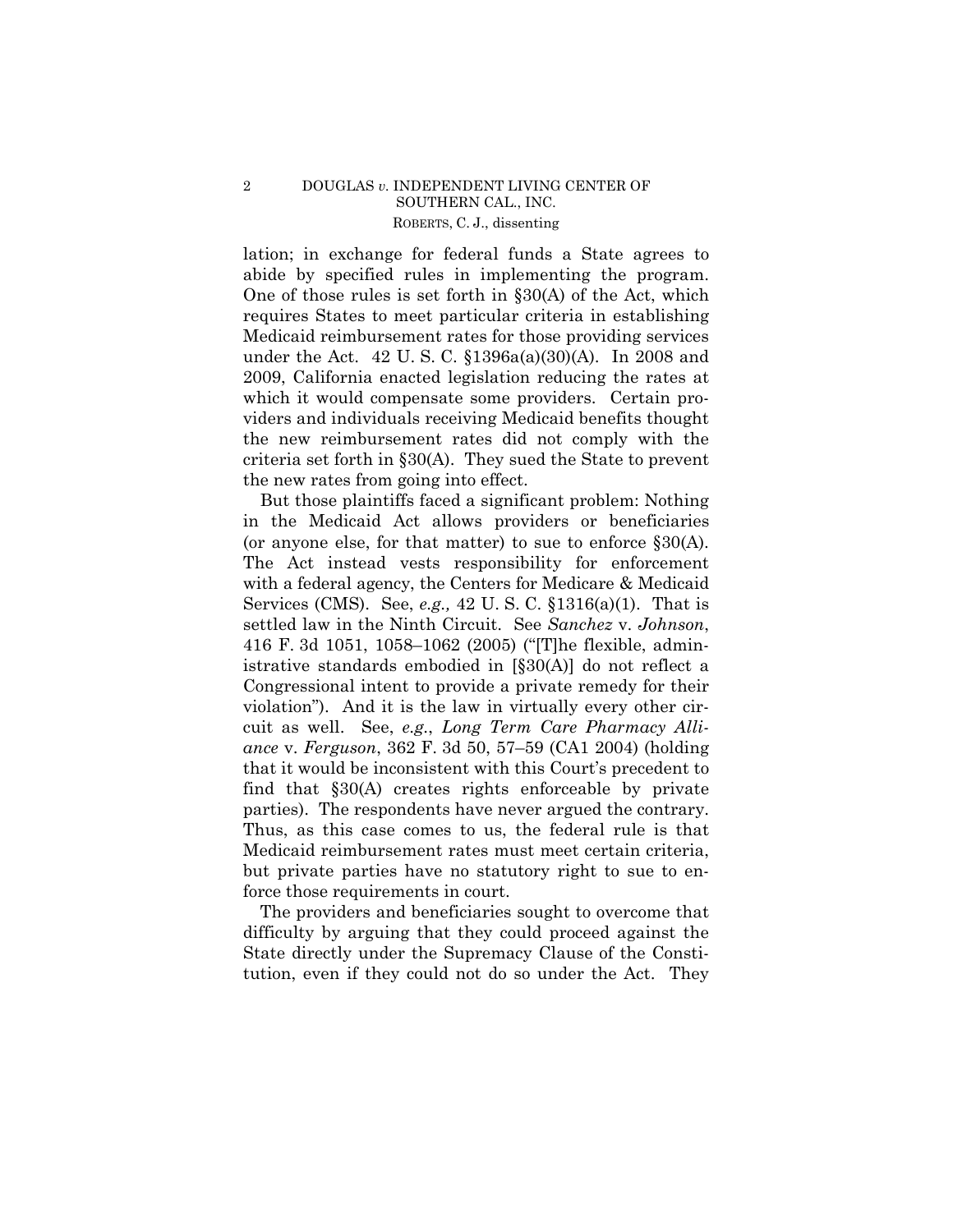lation; in exchange for federal funds a State agrees to abide by specified rules in implementing the program. One of those rules is set forth in §30(A) of the Act, which requires States to meet particular criteria in establishing Medicaid reimbursement rates for those providing services under the Act. 42 U. S. C. §1396a(a)(30)(A). In 2008 and 2009, California enacted legislation reducing the rates at which it would compensate some providers. Certain providers and individuals receiving Medicaid benefits thought the new reimbursement rates did not comply with the criteria set forth in §30(A). They sued the State to prevent the new rates from going into effect.

But those plaintiffs faced a significant problem: Nothing in the Medicaid Act allows providers or beneficiaries (or anyone else, for that matter) to sue to enforce §30(A). The Act instead vests responsibility for enforcement with a federal agency, the Centers for Medicare & Medicaid Services (CMS). See, *e.g.,* 42 U. S. C. §1316(a)(1). That is settled law in the Ninth Circuit. See *Sanchez* v. *Johnson*, 416 F. 3d 1051, 1058–1062 (2005) ("[T]he flexible, administrative standards embodied in [§30(A)] do not reflect a Congressional intent to provide a private remedy for their violation"). And it is the law in virtually every other circuit as well. See, *e.g.*, *Long Term Care Pharmacy Alliance* v. *Ferguson*, 362 F. 3d 50, 57–59 (CA1 2004) (holding that it would be inconsistent with this Court's precedent to find that §30(A) creates rights enforceable by private parties). The respondents have never argued the contrary. Thus, as this case comes to us, the federal rule is that Medicaid reimbursement rates must meet certain criteria, but private parties have no statutory right to sue to enforce those requirements in court.

The providers and beneficiaries sought to overcome that difficulty by arguing that they could proceed against the State directly under the Supremacy Clause of the Constitution, even if they could not do so under the Act. They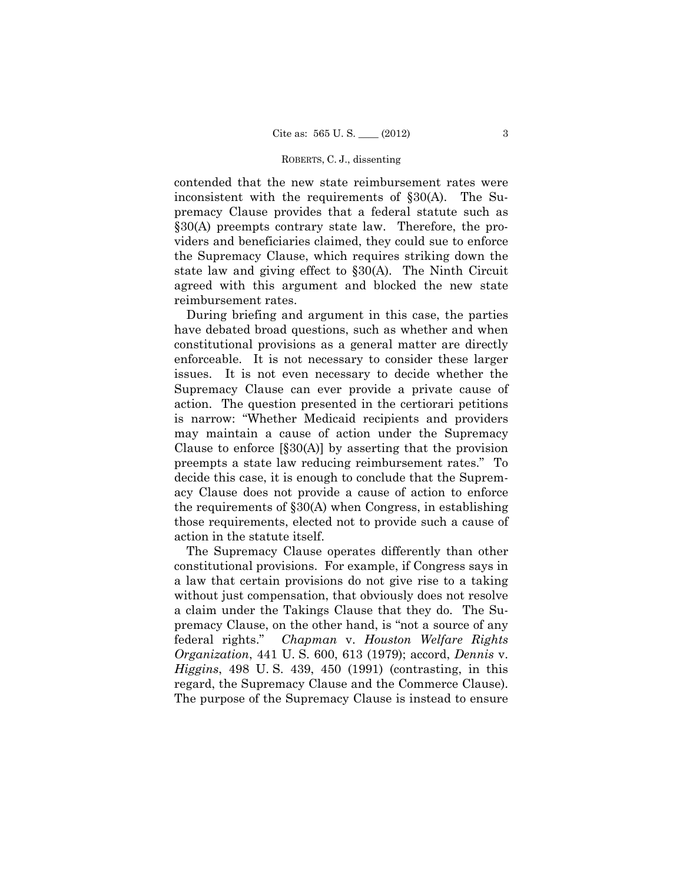contended that the new state reimbursement rates were inconsistent with the requirements of §30(A). The Supremacy Clause provides that a federal statute such as §30(A) preempts contrary state law. Therefore, the providers and beneficiaries claimed, they could sue to enforce the Supremacy Clause, which requires striking down the state law and giving effect to §30(A). The Ninth Circuit agreed with this argument and blocked the new state reimbursement rates.

During briefing and argument in this case, the parties have debated broad questions, such as whether and when constitutional provisions as a general matter are directly enforceable. It is not necessary to consider these larger issues. It is not even necessary to decide whether the Supremacy Clause can ever provide a private cause of action. The question presented in the certiorari petitions is narrow: "Whether Medicaid recipients and providers may maintain a cause of action under the Supremacy Clause to enforce [§30(A)] by asserting that the provision preempts a state law reducing reimbursement rates." To decide this case, it is enough to conclude that the Supremacy Clause does not provide a cause of action to enforce the requirements of §30(A) when Congress, in establishing those requirements, elected not to provide such a cause of action in the statute itself.

The Supremacy Clause operates differently than other constitutional provisions. For example, if Congress says in a law that certain provisions do not give rise to a taking without just compensation, that obviously does not resolve a claim under the Takings Clause that they do. The Supremacy Clause, on the other hand, is "not a source of any federal rights." *Chapman* v. *Houston Welfare Rights Organization*, 441 U. S. 600, 613 (1979); accord, *Dennis* v. *Higgins*, 498 U. S. 439, 450 (1991) (contrasting, in this regard, the Supremacy Clause and the Commerce Clause). The purpose of the Supremacy Clause is instead to ensure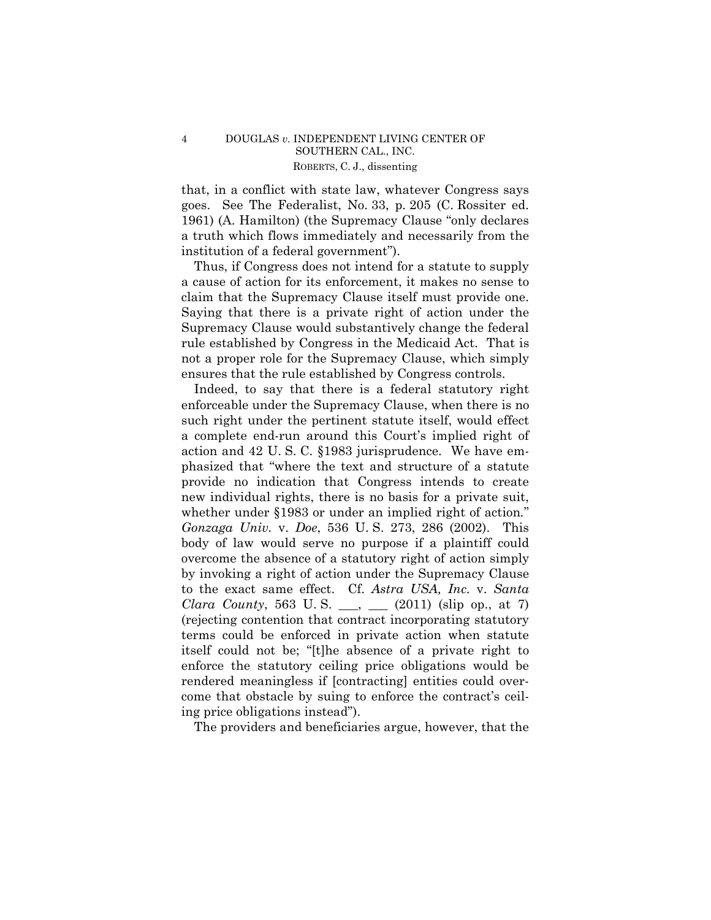that, in a conflict with state law, whatever Congress says goes. See The Federalist, No. 33, p. 205 (C. Rossiter ed. 1961) (A. Hamilton) (the Supremacy Clause "only declares a truth which flows immediately and necessarily from the institution of a federal government").

Thus, if Congress does not intend for a statute to supply a cause of action for its enforcement, it makes no sense to claim that the Supremacy Clause itself must provide one. Saying that there is a private right of action under the Supremacy Clause would substantively change the federal rule established by Congress in the Medicaid Act. That is not a proper role for the Supremacy Clause, which simply ensures that the rule established by Congress controls.

Indeed, to say that there is a federal statutory right enforceable under the Supremacy Clause, when there is no such right under the pertinent statute itself, would effect a complete end-run around this Court's implied right of action and 42 U. S. C. §1983 jurisprudence. We have emphasized that "where the text and structure of a statute provide no indication that Congress intends to create new individual rights, there is no basis for a private suit, whether under §1983 or under an implied right of action." *Gonzaga Univ.* v. *Doe*, 536 U. S. 273, 286 (2002). This body of law would serve no purpose if a plaintiff could overcome the absence of a statutory right of action simply by invoking a right of action under the Supremacy Clause to the exact same effect. Cf. *Astra USA, Inc.* v. *Santa Clara County*, 563 U. S. \_\_\_, \_\_\_ (2011) (slip op., at 7) (rejecting contention that contract incorporating statutory terms could be enforced in private action when statute itself could not be; "[t]he absence of a private right to enforce the statutory ceiling price obligations would be rendered meaningless if [contracting] entities could overcome that obstacle by suing to enforce the contract's ceiling price obligations instead").

The providers and beneficiaries argue, however, that the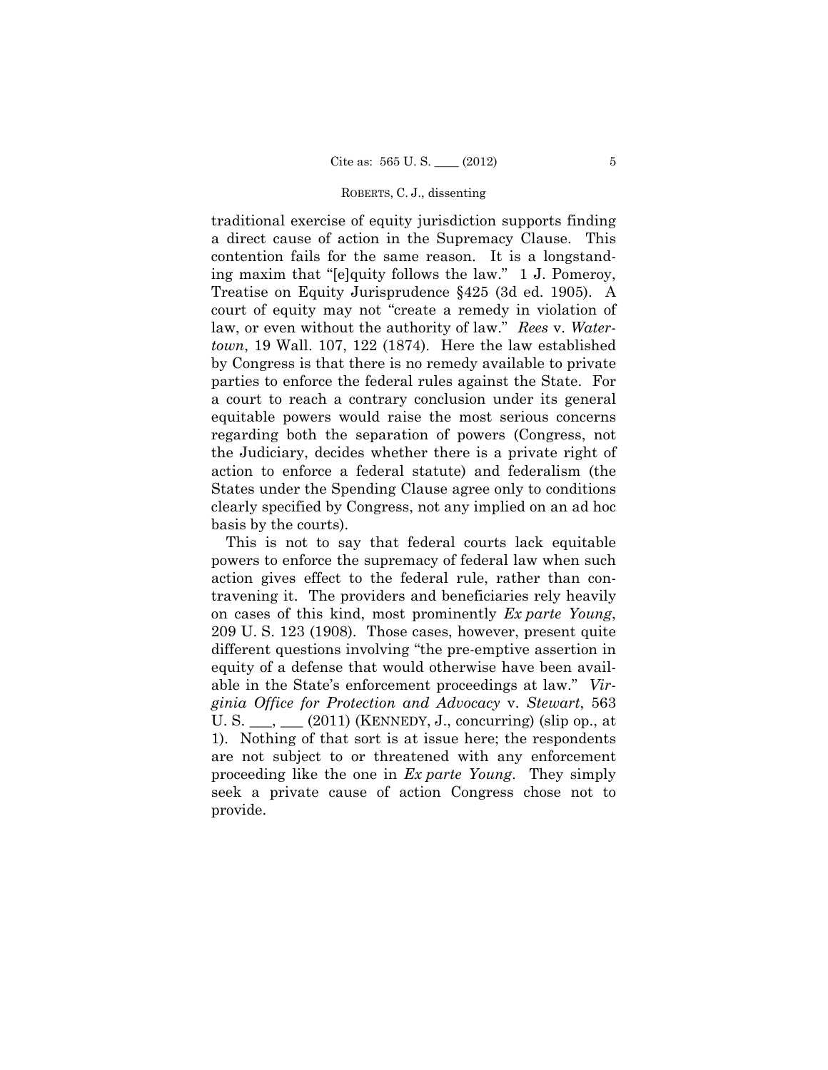traditional exercise of equity jurisdiction supports finding a direct cause of action in the Supremacy Clause. This contention fails for the same reason. It is a longstanding maxim that "[e]quity follows the law." 1 J. Pomeroy, Treatise on Equity Jurisprudence §425 (3d ed. 1905). A court of equity may not "create a remedy in violation of law, or even without the authority of law." *Rees* v. *Watertown*, 19 Wall. 107, 122 (1874). Here the law established by Congress is that there is no remedy available to private parties to enforce the federal rules against the State. For a court to reach a contrary conclusion under its general equitable powers would raise the most serious concerns regarding both the separation of powers (Congress, not the Judiciary, decides whether there is a private right of action to enforce a federal statute) and federalism (the States under the Spending Clause agree only to conditions clearly specified by Congress, not any implied on an ad hoc basis by the courts).

This is not to say that federal courts lack equitable powers to enforce the supremacy of federal law when such action gives effect to the federal rule, rather than contravening it. The providers and beneficiaries rely heavily on cases of this kind, most prominently *Ex parte Young*, 209 U. S. 123 (1908). Those cases, however, present quite different questions involving "the pre-emptive assertion in equity of a defense that would otherwise have been available in the State's enforcement proceedings at law." *Virginia Office for Protection and Advocacy* v. *Stewart*, 563 U. S. \_\_\_, \_\_\_ (2011) (KENNEDY, J., concurring) (slip op., at 1). Nothing of that sort is at issue here; the respondents are not subject to or threatened with any enforcement proceeding like the one in *Ex parte Young*. They simply seek a private cause of action Congress chose not to provide.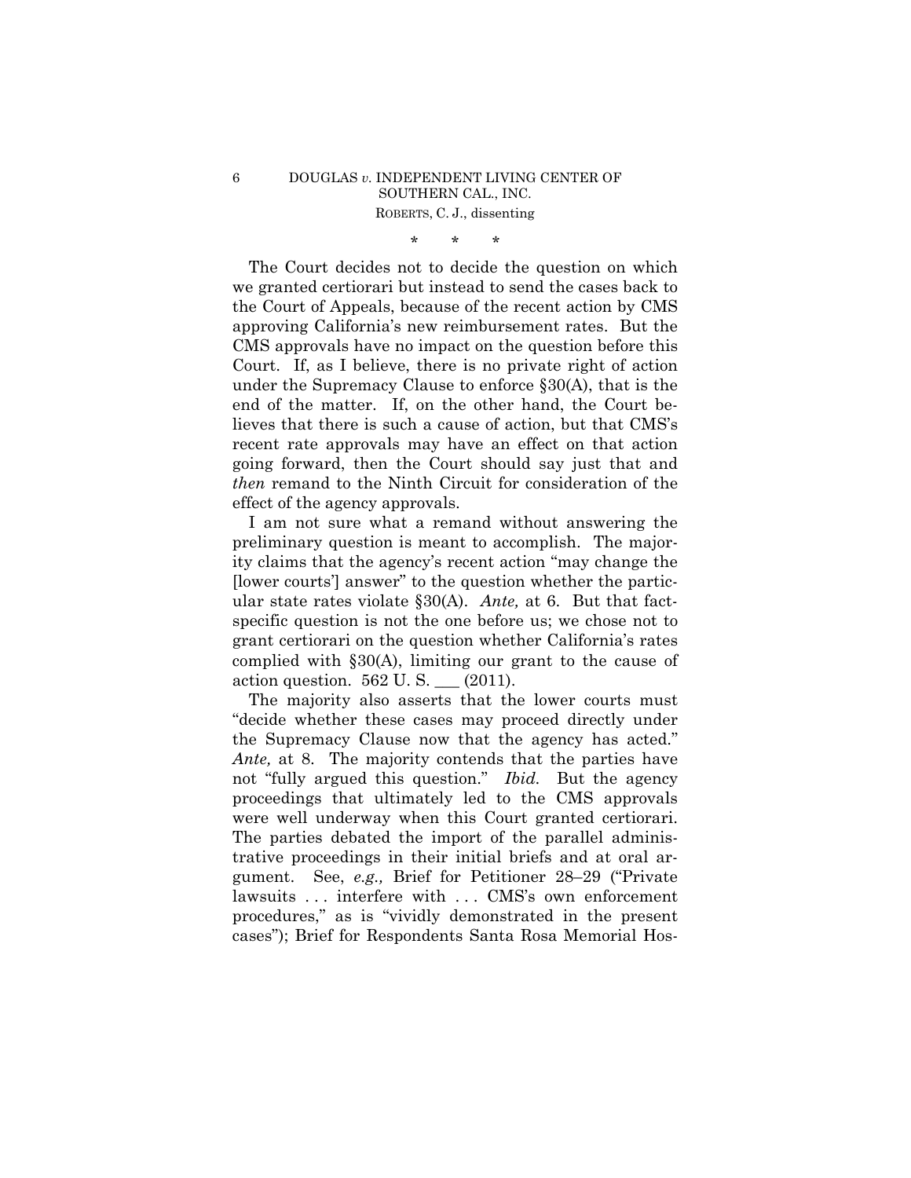\* \* \*

The Court decides not to decide the question on which we granted certiorari but instead to send the cases back to the Court of Appeals, because of the recent action by CMS approving California's new reimbursement rates. But the CMS approvals have no impact on the question before this Court. If, as I believe, there is no private right of action under the Supremacy Clause to enforce §30(A), that is the end of the matter. If, on the other hand, the Court believes that there is such a cause of action, but that CMS's recent rate approvals may have an effect on that action going forward, then the Court should say just that and *then* remand to the Ninth Circuit for consideration of the effect of the agency approvals.

I am not sure what a remand without answering the preliminary question is meant to accomplish. The majority claims that the agency's recent action "may change the [lower courts'] answer" to the question whether the particular state rates violate §30(A). *Ante,* at 6. But that fact-specific question is not the one before us; we chose not to grant certiorari on the question whether California's rates complied with §30(A), limiting our grant to the cause of action question. 562 U. S. ___ (2011).

The majority also asserts that the lower courts must "decide whether these cases may proceed directly under the Supremacy Clause now that the agency has acted." *Ante,* at 8. The majority contends that the parties have not "fully argued this question." *Ibid.* But the agency proceedings that ultimately led to the CMS approvals were well underway when this Court granted certiorari. The parties debated the import of the parallel administrative proceedings in their initial briefs and at oral argument. See, *e.g.,* Brief for Petitioner 28–29 ("Private lawsuits . . . interfere with . . . CMS's own enforcement procedures," as is "vividly demonstrated in the present cases"); Brief for Respondents Santa Rosa Memorial Hos-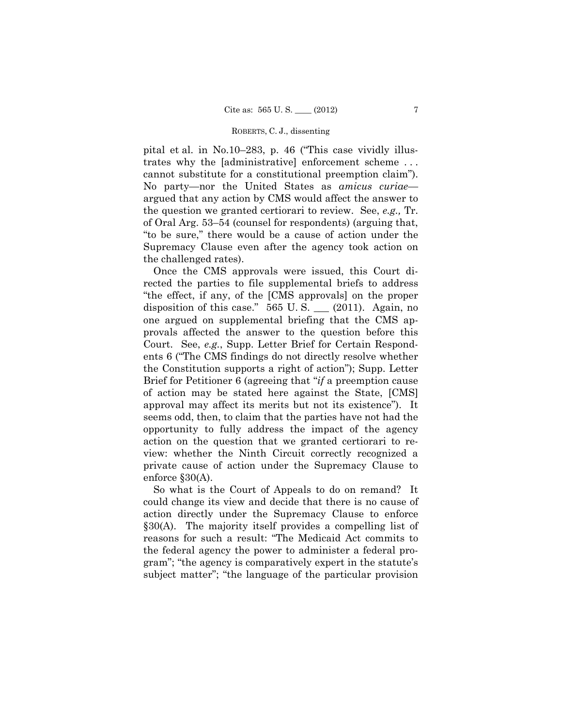pital et al. in No.10–283, p. 46 ("This case vividly illustrates why the [administrative] enforcement scheme . . . cannot substitute for a constitutional preemption claim"). No party—nor the United States as *amicus curiae*—argued that any action by CMS would affect the answer to the question we granted certiorari to review. See, *e.g.,* Tr. of Oral Arg. 53–54 (counsel for respondents) (arguing that, "to be sure," there would be a cause of action under the Supremacy Clause even after the agency took action on the challenged rates).

Once the CMS approvals were issued, this Court directed the parties to file supplemental briefs to address "the effect, if any, of the [CMS approvals] on the proper disposition of this case." 565 U. S. ___ (2011). Again, no one argued on supplemental briefing that the CMS approvals affected the answer to the question before this Court. See, *e.g.*, Supp. Letter Brief for Certain Respondents 6 ("The CMS findings do not directly resolve whether the Constitution supports a right of action"); Supp. Letter Brief for Petitioner 6 (agreeing that "*if* a preemption cause of action may be stated here against the State, [CMS] approval may affect its merits but not its existence"). It seems odd, then, to claim that the parties have not had the opportunity to fully address the impact of the agency action on the question that we granted certiorari to review: whether the Ninth Circuit correctly recognized a private cause of action under the Supremacy Clause to enforce §30(A).

So what is the Court of Appeals to do on remand? It could change its view and decide that there is no cause of action directly under the Supremacy Clause to enforce §30(A). The majority itself provides a compelling list of reasons for such a result: "The Medicaid Act commits to the federal agency the power to administer a federal program"; "the agency is comparatively expert in the statute's subject matter"; "the language of the particular provision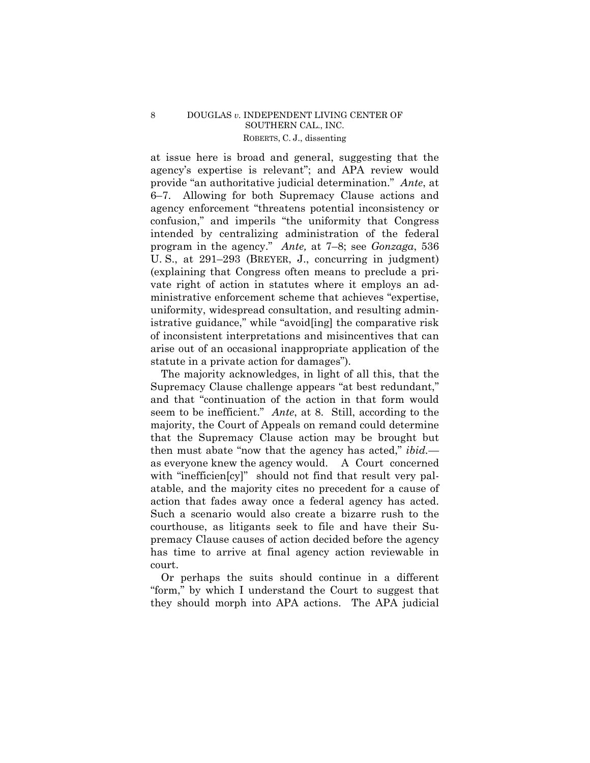at issue here is broad and general, suggesting that the agency's expertise is relevant"; and APA review would provide "an authoritative judicial determination." *Ante*, at 6–7. Allowing for both Supremacy Clause actions and agency enforcement "threatens potential inconsistency or confusion," and imperils "the uniformity that Congress intended by centralizing administration of the federal program in the agency." *Ante,* at 7–8; see *Gonzaga*, 536 U. S., at 291–293 (BREYER, J., concurring in judgment) (explaining that Congress often means to preclude a private right of action in statutes where it employs an administrative enforcement scheme that achieves "expertise, uniformity, widespread consultation, and resulting administrative guidance," while "avoid[ing] the comparative risk of inconsistent interpretations and misincentives that can arise out of an occasional inappropriate application of the statute in a private action for damages").

The majority acknowledges, in light of all this, that the Supremacy Clause challenge appears "at best redundant," and that "continuation of the action in that form would seem to be inefficient." *Ante*, at 8. Still, according to the majority, the Court of Appeals on remand could determine that the Supremacy Clause action may be brought but then must abate "now that the agency has acted," *ibid.*—as everyone knew the agency would. A Court concerned with "inefficien[cy]" should not find that result very palatable, and the majority cites no precedent for a cause of action that fades away once a federal agency has acted. Such a scenario would also create a bizarre rush to the courthouse, as litigants seek to file and have their Supremacy Clause causes of action decided before the agency has time to arrive at final agency action reviewable in court.

Or perhaps the suits should continue in a different "form," by which I understand the Court to suggest that they should morph into APA actions. The APA judicial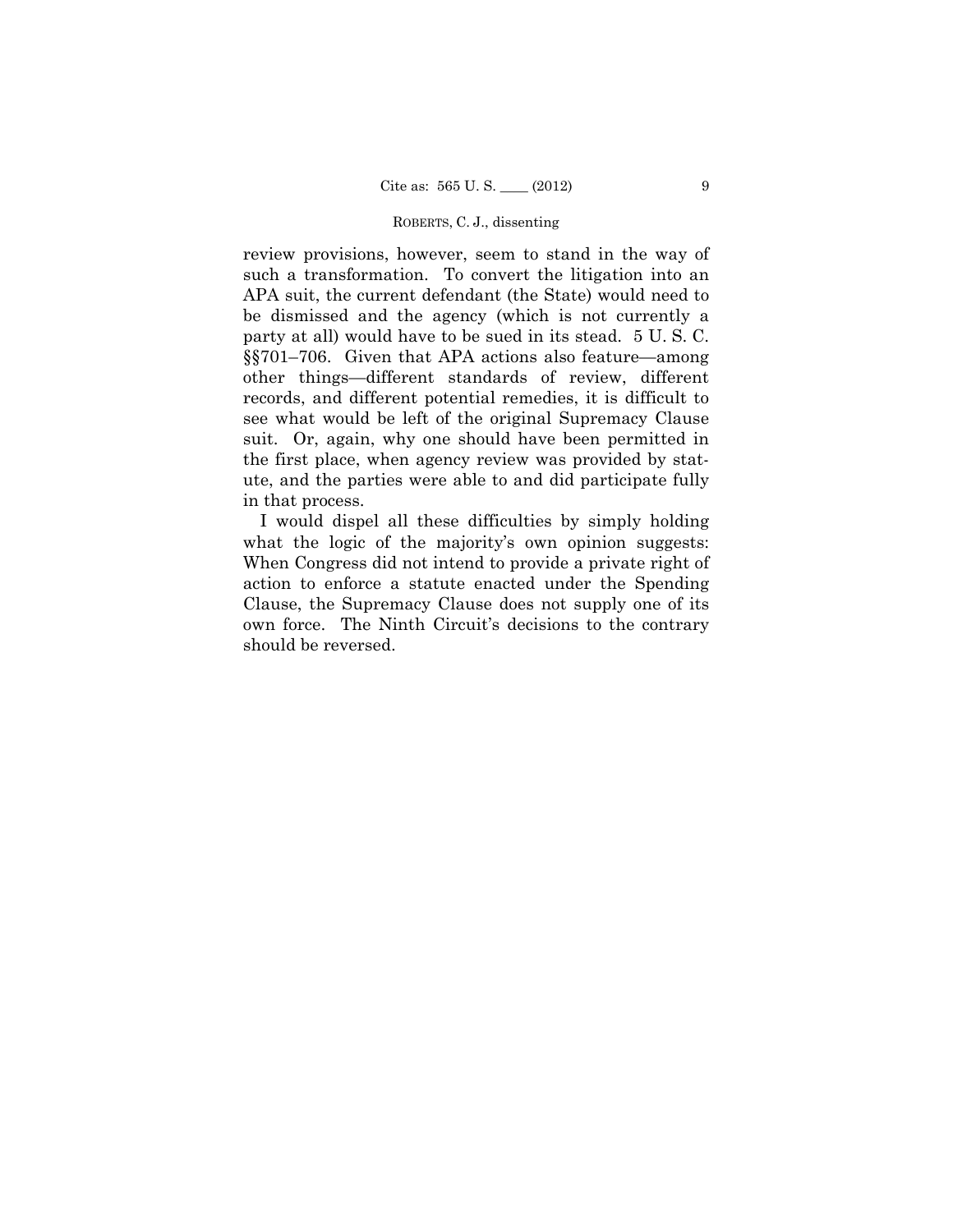review provisions, however, seem to stand in the way of such a transformation. To convert the litigation into an APA suit, the current defendant (the State) would need to be dismissed and the agency (which is not currently a party at all) would have to be sued in its stead. 5 U. S. C. §§701–706. Given that APA actions also feature—among other things—different standards of review, different records, and different potential remedies, it is difficult to see what would be left of the original Supremacy Clause suit. Or, again, why one should have been permitted in the first place, when agency review was provided by statute, and the parties were able to and did participate fully in that process.

I would dispel all these difficulties by simply holding what the logic of the majority's own opinion suggests: When Congress did not intend to provide a private right of action to enforce a statute enacted under the Spending Clause, the Supremacy Clause does not supply one of its own force. The Ninth Circuit's decisions to the contrary should be reversed.